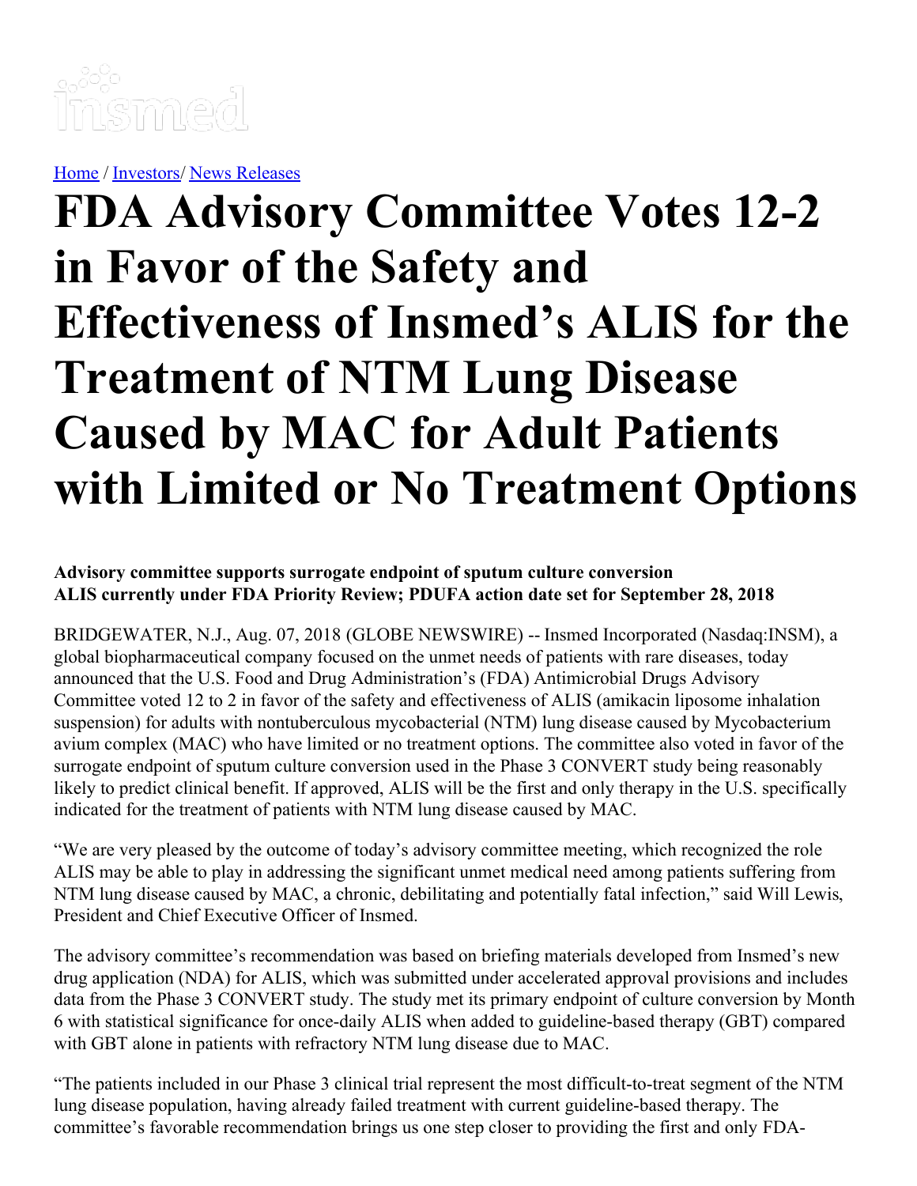[Home](#) / [Investors](#)/ [News Releases](#)

# FDA Advisory Committee Votes 12-2 in Favor of the Safety and Effectiveness of Insmed's ALIS for the Treatment of NTM Lung Disease Caused by MAC for Adult Patients with Limited or No Treatment Options

**Advisory committee supports surrogate endpoint of sputum culture conversion**
**ALIS currently under FDA Priority Review; PDUFA action date set for September 28, 2018**

BRIDGEWATER, N.J., Aug. 07, 2018 (GLOBE NEWSWIRE) -- Insmed Incorporated (Nasdaq:INSM), a global biopharmaceutical company focused on the unmet needs of patients with rare diseases, today announced that the U.S. Food and Drug Administration's (FDA) Antimicrobial Drugs Advisory Committee voted 12 to 2 in favor of the safety and effectiveness of ALIS (amikacin liposome inhalation suspension) for adults with nontuberculous mycobacterial (NTM) lung disease caused by Mycobacterium avium complex (MAC) who have limited or no treatment options. The committee also voted in favor of the surrogate endpoint of sputum culture conversion used in the Phase 3 CONVERT study being reasonably likely to predict clinical benefit. If approved, ALIS will be the first and only therapy in the U.S. specifically indicated for the treatment of patients with NTM lung disease caused by MAC.

"We are very pleased by the outcome of today's advisory committee meeting, which recognized the role ALIS may be able to play in addressing the significant unmet medical need among patients suffering from NTM lung disease caused by MAC, a chronic, debilitating and potentially fatal infection," said Will Lewis, President and Chief Executive Officer of Insmed.

The advisory committee's recommendation was based on briefing materials developed from Insmed's new drug application (NDA) for ALIS, which was submitted under accelerated approval provisions and includes data from the Phase 3 CONVERT study. The study met its primary endpoint of culture conversion by Month 6 with statistical significance for once-daily ALIS when added to guideline-based therapy (GBT) compared with GBT alone in patients with refractory NTM lung disease due to MAC.

"The patients included in our Phase 3 clinical trial represent the most difficult-to-treat segment of the NTM lung disease population, having already failed treatment with current guideline-based therapy. The committee's favorable recommendation brings us one step closer to providing the first and only FDA-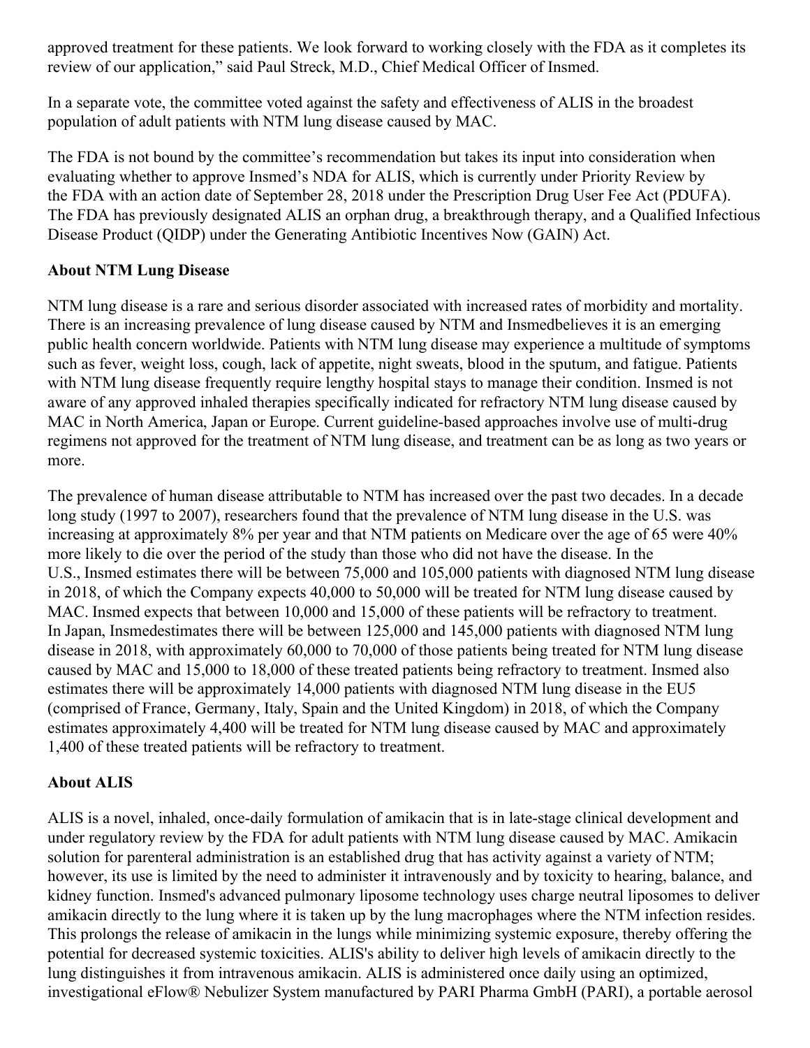approved treatment for these patients. We look forward to working closely with the FDA as it completes its review of our application," said Paul Streck, M.D., Chief Medical Officer of Insmed.

In a separate vote, the committee voted against the safety and effectiveness of ALIS in the broadest population of adult patients with NTM lung disease caused by MAC.

The FDA is not bound by the committee's recommendation but takes its input into consideration when evaluating whether to approve Insmed's NDA for ALIS, which is currently under Priority Review by the FDA with an action date of September 28, 2018 under the Prescription Drug User Fee Act (PDUFA). The FDA has previously designated ALIS an orphan drug, a breakthrough therapy, and a Qualified Infectious Disease Product (QIDP) under the Generating Antibiotic Incentives Now (GAIN) Act.

**About NTM Lung Disease**

NTM lung disease is a rare and serious disorder associated with increased rates of morbidity and mortality. There is an increasing prevalence of lung disease caused by NTM and Insmedbelieves it is an emerging public health concern worldwide. Patients with NTM lung disease may experience a multitude of symptoms such as fever, weight loss, cough, lack of appetite, night sweats, blood in the sputum, and fatigue. Patients with NTM lung disease frequently require lengthy hospital stays to manage their condition. Insmed is not aware of any approved inhaled therapies specifically indicated for refractory NTM lung disease caused by MAC in North America, Japan or Europe. Current guideline-based approaches involve use of multi-drug regimens not approved for the treatment of NTM lung disease, and treatment can be as long as two years or more.

The prevalence of human disease attributable to NTM has increased over the past two decades. In a decade long study (1997 to 2007), researchers found that the prevalence of NTM lung disease in the U.S. was increasing at approximately 8% per year and that NTM patients on Medicare over the age of 65 were 40% more likely to die over the period of the study than those who did not have the disease. In the U.S., Insmed estimates there will be between 75,000 and 105,000 patients with diagnosed NTM lung disease in 2018, of which the Company expects 40,000 to 50,000 will be treated for NTM lung disease caused by MAC. Insmed expects that between 10,000 and 15,000 of these patients will be refractory to treatment. In Japan, Insmedestimates there will be between 125,000 and 145,000 patients with diagnosed NTM lung disease in 2018, with approximately 60,000 to 70,000 of those patients being treated for NTM lung disease caused by MAC and 15,000 to 18,000 of these treated patients being refractory to treatment. Insmed also estimates there will be approximately 14,000 patients with diagnosed NTM lung disease in the EU5 (comprised of France, Germany, Italy, Spain and the United Kingdom) in 2018, of which the Company estimates approximately 4,400 will be treated for NTM lung disease caused by MAC and approximately 1,400 of these treated patients will be refractory to treatment.

**About ALIS**

ALIS is a novel, inhaled, once-daily formulation of amikacin that is in late-stage clinical development and under regulatory review by the FDA for adult patients with NTM lung disease caused by MAC. Amikacin solution for parenteral administration is an established drug that has activity against a variety of NTM; however, its use is limited by the need to administer it intravenously and by toxicity to hearing, balance, and kidney function. Insmed's advanced pulmonary liposome technology uses charge neutral liposomes to deliver amikacin directly to the lung where it is taken up by the lung macrophages where the NTM infection resides. This prolongs the release of amikacin in the lungs while minimizing systemic exposure, thereby offering the potential for decreased systemic toxicities. ALIS's ability to deliver high levels of amikacin directly to the lung distinguishes it from intravenous amikacin. ALIS is administered once daily using an optimized, investigational eFlow® Nebulizer System manufactured by PARI Pharma GmbH (PARI), a portable aerosol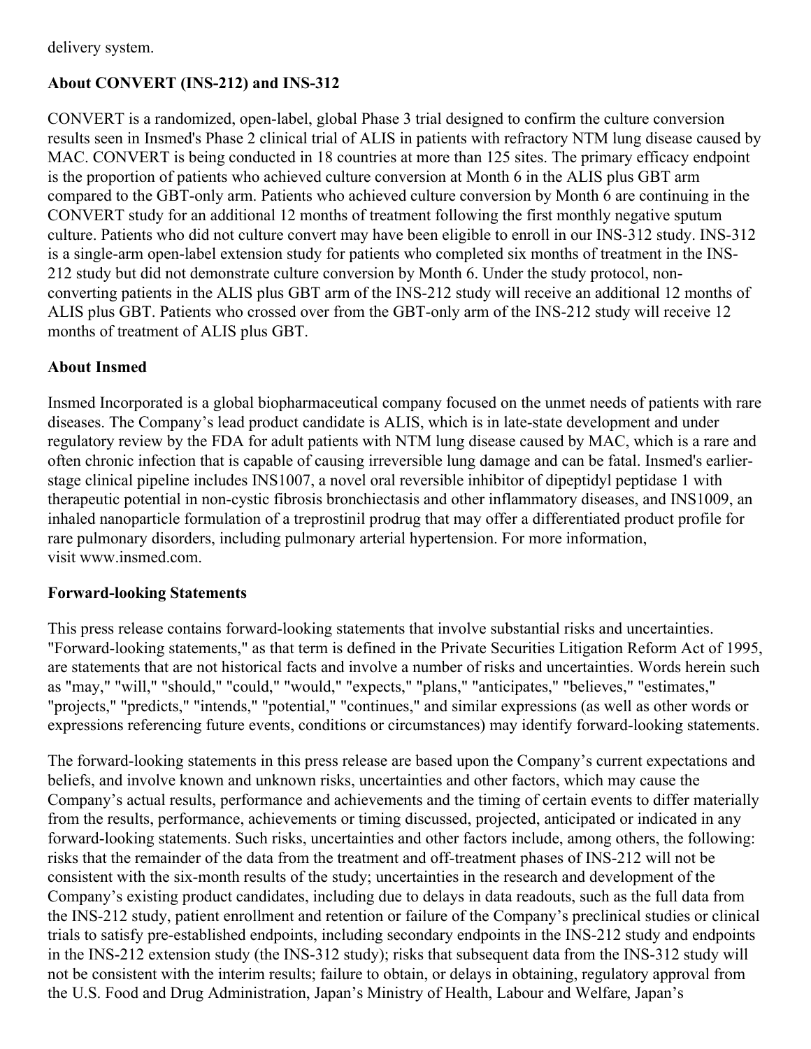delivery system.

**About CONVERT (INS-212) and INS-312**

CONVERT is a randomized, open-label, global Phase 3 trial designed to confirm the culture conversion results seen in Insmed's Phase 2 clinical trial of ALIS in patients with refractory NTM lung disease caused by MAC. CONVERT is being conducted in 18 countries at more than 125 sites. The primary efficacy endpoint is the proportion of patients who achieved culture conversion at Month 6 in the ALIS plus GBT arm compared to the GBT-only arm. Patients who achieved culture conversion by Month 6 are continuing in the CONVERT study for an additional 12 months of treatment following the first monthly negative sputum culture. Patients who did not culture convert may have been eligible to enroll in our INS-312 study. INS-312 is a single-arm open-label extension study for patients who completed six months of treatment in the INS-212 study but did not demonstrate culture conversion by Month 6. Under the study protocol, non-converting patients in the ALIS plus GBT arm of the INS-212 study will receive an additional 12 months of ALIS plus GBT. Patients who crossed over from the GBT-only arm of the INS-212 study will receive 12 months of treatment of ALIS plus GBT.

**About Insmed**

Insmed Incorporated is a global biopharmaceutical company focused on the unmet needs of patients with rare diseases. The Company's lead product candidate is ALIS, which is in late-state development and under regulatory review by the FDA for adult patients with NTM lung disease caused by MAC, which is a rare and often chronic infection that is capable of causing irreversible lung damage and can be fatal. Insmed's earlier-stage clinical pipeline includes INS1007, a novel oral reversible inhibitor of dipeptidyl peptidase 1 with therapeutic potential in non-cystic fibrosis bronchiectasis and other inflammatory diseases, and INS1009, an inhaled nanoparticle formulation of a treprostinil prodrug that may offer a differentiated product profile for rare pulmonary disorders, including pulmonary arterial hypertension. For more information, visit www.insmed.com.

**Forward-looking Statements**

This press release contains forward-looking statements that involve substantial risks and uncertainties. "Forward-looking statements," as that term is defined in the Private Securities Litigation Reform Act of 1995, are statements that are not historical facts and involve a number of risks and uncertainties. Words herein such as "may," "will," "should," "could," "would," "expects," "plans," "anticipates," "believes," "estimates," "projects," "predicts," "intends," "potential," "continues," and similar expressions (as well as other words or expressions referencing future events, conditions or circumstances) may identify forward-looking statements.

The forward-looking statements in this press release are based upon the Company's current expectations and beliefs, and involve known and unknown risks, uncertainties and other factors, which may cause the Company's actual results, performance and achievements and the timing of certain events to differ materially from the results, performance, achievements or timing discussed, projected, anticipated or indicated in any forward-looking statements. Such risks, uncertainties and other factors include, among others, the following: risks that the remainder of the data from the treatment and off-treatment phases of INS-212 will not be consistent with the six-month results of the study; uncertainties in the research and development of the Company's existing product candidates, including due to delays in data readouts, such as the full data from the INS-212 study, patient enrollment and retention or failure of the Company's preclinical studies or clinical trials to satisfy pre-established endpoints, including secondary endpoints in the INS-212 study and endpoints in the INS-212 extension study (the INS-312 study); risks that subsequent data from the INS-312 study will not be consistent with the interim results; failure to obtain, or delays in obtaining, regulatory approval from the U.S. Food and Drug Administration, Japan's Ministry of Health, Labour and Welfare, Japan's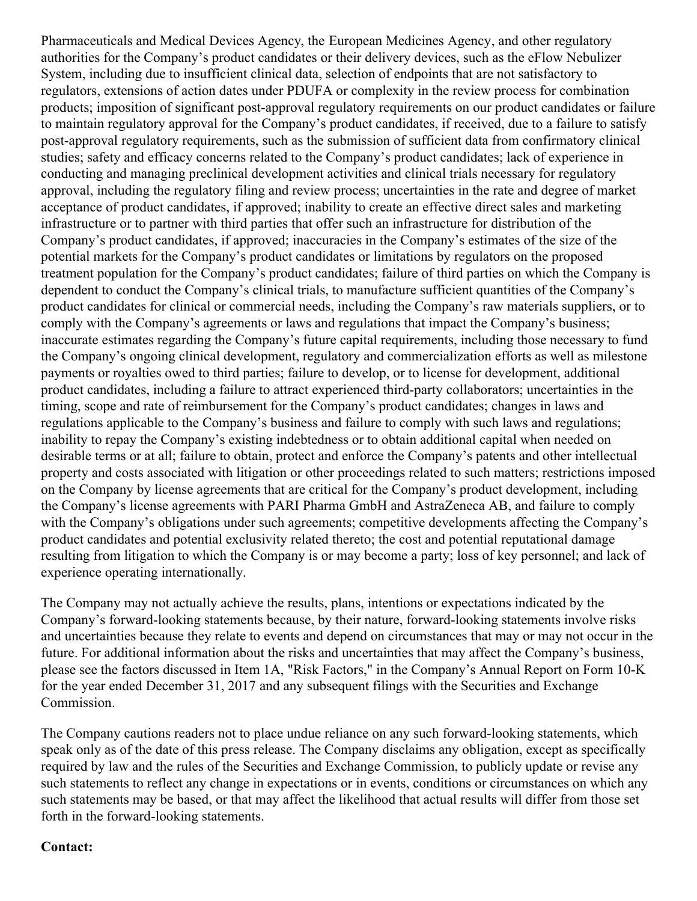Pharmaceuticals and Medical Devices Agency, the European Medicines Agency, and other regulatory authorities for the Company's product candidates or their delivery devices, such as the eFlow Nebulizer System, including due to insufficient clinical data, selection of endpoints that are not satisfactory to regulators, extensions of action dates under PDUFA or complexity in the review process for combination products; imposition of significant post-approval regulatory requirements on our product candidates or failure to maintain regulatory approval for the Company's product candidates, if received, due to a failure to satisfy post-approval regulatory requirements, such as the submission of sufficient data from confirmatory clinical studies; safety and efficacy concerns related to the Company's product candidates; lack of experience in conducting and managing preclinical development activities and clinical trials necessary for regulatory approval, including the regulatory filing and review process; uncertainties in the rate and degree of market acceptance of product candidates, if approved; inability to create an effective direct sales and marketing infrastructure or to partner with third parties that offer such an infrastructure for distribution of the Company's product candidates, if approved; inaccuracies in the Company's estimates of the size of the potential markets for the Company's product candidates or limitations by regulators on the proposed treatment population for the Company's product candidates; failure of third parties on which the Company is dependent to conduct the Company's clinical trials, to manufacture sufficient quantities of the Company's product candidates for clinical or commercial needs, including the Company's raw materials suppliers, or to comply with the Company's agreements or laws and regulations that impact the Company's business; inaccurate estimates regarding the Company's future capital requirements, including those necessary to fund the Company's ongoing clinical development, regulatory and commercialization efforts as well as milestone payments or royalties owed to third parties; failure to develop, or to license for development, additional product candidates, including a failure to attract experienced third-party collaborators; uncertainties in the timing, scope and rate of reimbursement for the Company's product candidates; changes in laws and regulations applicable to the Company's business and failure to comply with such laws and regulations; inability to repay the Company's existing indebtedness or to obtain additional capital when needed on desirable terms or at all; failure to obtain, protect and enforce the Company's patents and other intellectual property and costs associated with litigation or other proceedings related to such matters; restrictions imposed on the Company by license agreements that are critical for the Company's product development, including the Company's license agreements with PARI Pharma GmbH and AstraZeneca AB, and failure to comply with the Company's obligations under such agreements; competitive developments affecting the Company's product candidates and potential exclusivity related thereto; the cost and potential reputational damage resulting from litigation to which the Company is or may become a party; loss of key personnel; and lack of experience operating internationally.

The Company may not actually achieve the results, plans, intentions or expectations indicated by the Company's forward-looking statements because, by their nature, forward-looking statements involve risks and uncertainties because they relate to events and depend on circumstances that may or may not occur in the future. For additional information about the risks and uncertainties that may affect the Company's business, please see the factors discussed in Item 1A, "Risk Factors," in the Company's Annual Report on Form 10-K for the year ended December 31, 2017 and any subsequent filings with the Securities and Exchange Commission.

The Company cautions readers not to place undue reliance on any such forward-looking statements, which speak only as of the date of this press release. The Company disclaims any obligation, except as specifically required by law and the rules of the Securities and Exchange Commission, to publicly update or revise any such statements to reflect any change in expectations or in events, conditions or circumstances on which any such statements may be based, or that may affect the likelihood that actual results will differ from those set forth in the forward-looking statements.

**Contact:**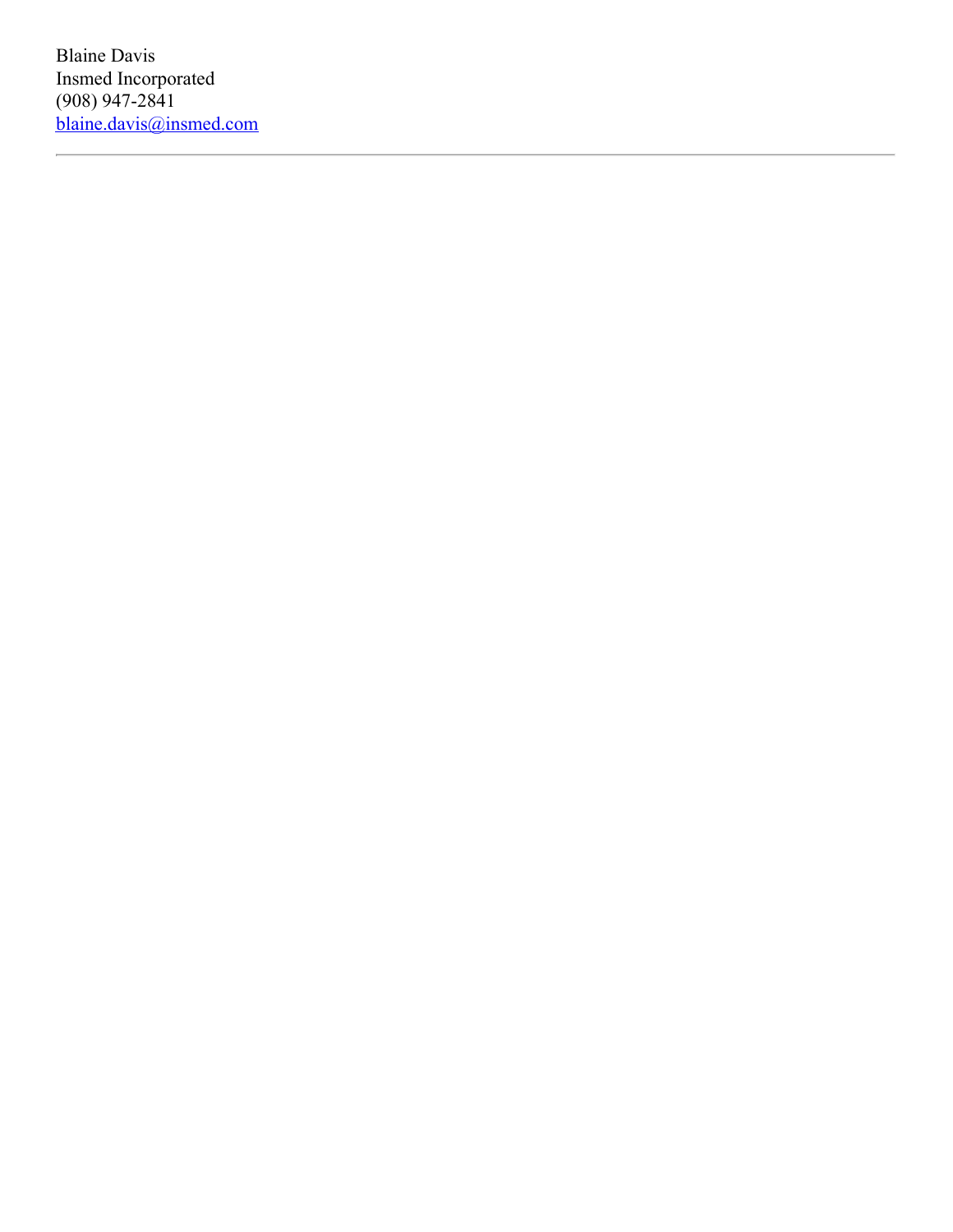Blaine Davis
Insmed Incorporated
(908) 947-2841
blaine.davis@insmed.com

---